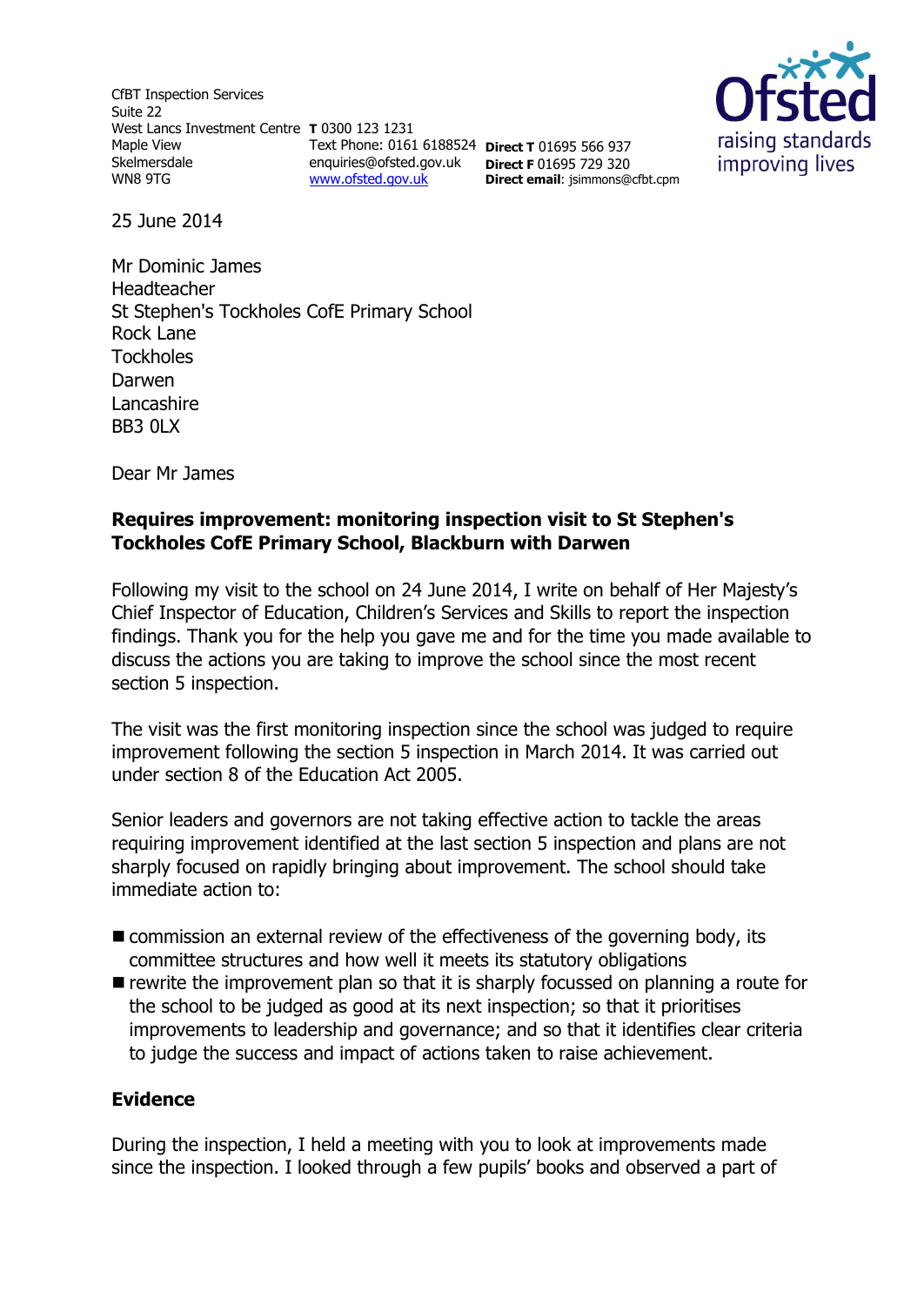CfBT Inspection Services
Suite 22
West Lancs Investment Centre
Maple View
Skelmersdale
WN8 9TG

**T** 0300 123 1231
Text Phone: 0161 6188524
enquiries@ofsted.gov.uk
www.ofsted.gov.uk

**Direct T** 01695 566 937
**Direct F** 01695 729 320
**Direct email**: jsimmons@cfbt.cpm

Ofsted
raising standards
improving lives

25 June 2014

Mr Dominic James
Headteacher
St Stephen's Tockholes CofE Primary School
Rock Lane
Tockholes
Darwen
Lancashire
BB3 0LX

Dear Mr James

**Requires improvement: monitoring inspection visit to St Stephen's Tockholes CofE Primary School, Blackburn with Darwen**

Following my visit to the school on 24 June 2014, I write on behalf of Her Majesty's Chief Inspector of Education, Children's Services and Skills to report the inspection findings. Thank you for the help you gave me and for the time you made available to discuss the actions you are taking to improve the school since the most recent section 5 inspection.

The visit was the first monitoring inspection since the school was judged to require improvement following the section 5 inspection in March 2014. It was carried out under section 8 of the Education Act 2005.

Senior leaders and governors are not taking effective action to tackle the areas requiring improvement identified at the last section 5 inspection and plans are not sharply focused on rapidly bringing about improvement. The school should take immediate action to:

- commission an external review of the effectiveness of the governing body, its committee structures and how well it meets its statutory obligations
- rewrite the improvement plan so that it is sharply focussed on planning a route for the school to be judged as good at its next inspection; so that it prioritises improvements to leadership and governance; and so that it identifies clear criteria to judge the success and impact of actions taken to raise achievement.

**Evidence**

During the inspection, I held a meeting with you to look at improvements made since the inspection. I looked through a few pupils' books and observed a part of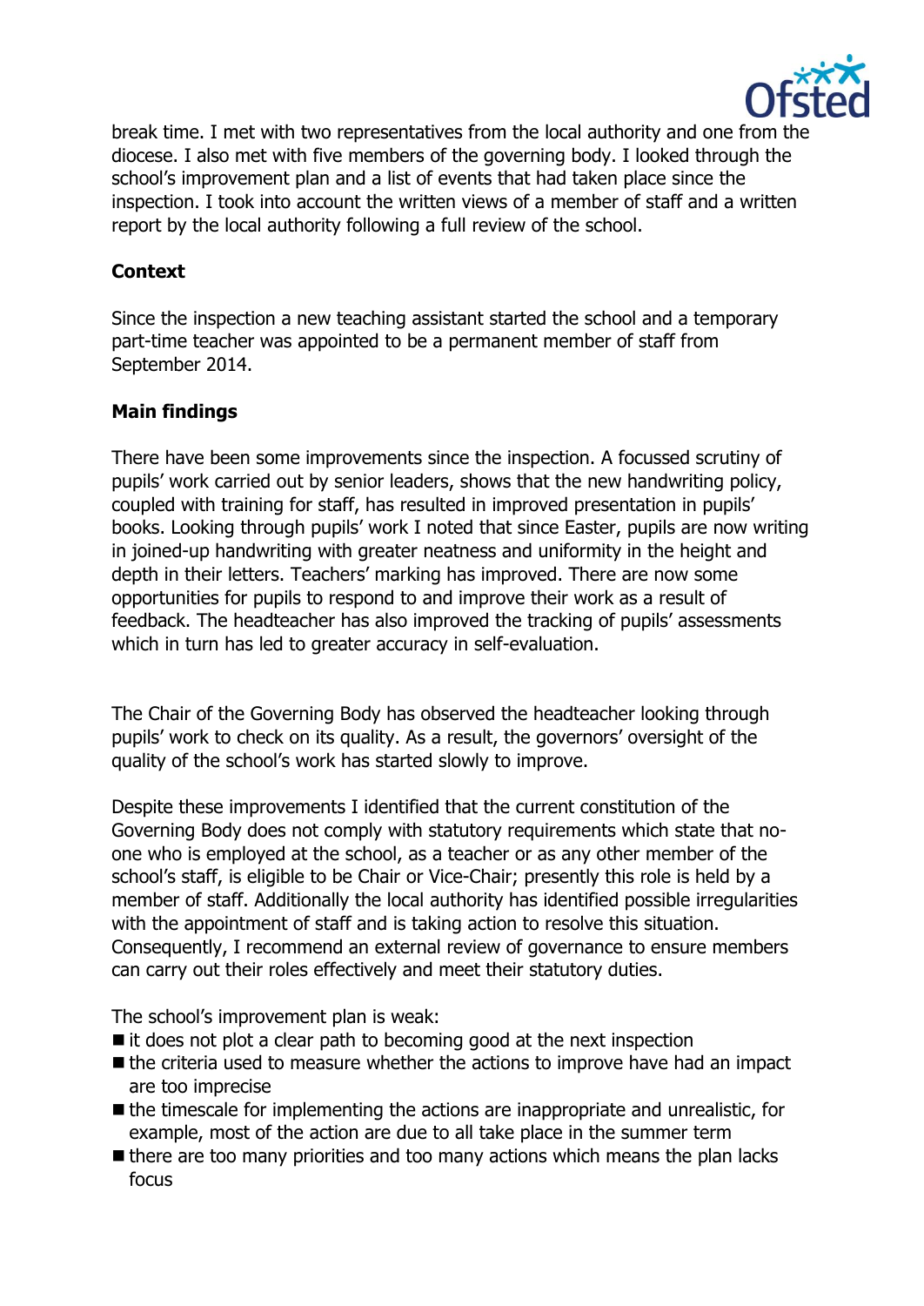break time. I met with two representatives from the local authority and one from the diocese. I also met with five members of the governing body. I looked through the school's improvement plan and a list of events that had taken place since the inspection. I took into account the written views of a member of staff and a written report by the local authority following a full review of the school.

**Context**

Since the inspection a new teaching assistant started the school and a temporary part-time teacher was appointed to be a permanent member of staff from September 2014.

**Main findings**

There have been some improvements since the inspection. A focussed scrutiny of pupils' work carried out by senior leaders, shows that the new handwriting policy, coupled with training for staff, has resulted in improved presentation in pupils' books. Looking through pupils' work I noted that since Easter, pupils are now writing in joined-up handwriting with greater neatness and uniformity in the height and depth in their letters. Teachers' marking has improved. There are now some opportunities for pupils to respond to and improve their work as a result of feedback. The headteacher has also improved the tracking of pupils' assessments which in turn has led to greater accuracy in self-evaluation.

The Chair of the Governing Body has observed the headteacher looking through pupils' work to check on its quality. As a result, the governors' oversight of the quality of the school's work has started slowly to improve.

Despite these improvements I identified that the current constitution of the Governing Body does not comply with statutory requirements which state that no-one who is employed at the school, as a teacher or as any other member of the school's staff, is eligible to be Chair or Vice-Chair; presently this role is held by a member of staff. Additionally the local authority has identified possible irregularities with the appointment of staff and is taking action to resolve this situation. Consequently, I recommend an external review of governance to ensure members can carry out their roles effectively and meet their statutory duties.

The school's improvement plan is weak:

- it does not plot a clear path to becoming good at the next inspection
- the criteria used to measure whether the actions to improve have had an impact are too imprecise
- the timescale for implementing the actions are inappropriate and unrealistic, for example, most of the action are due to all take place in the summer term
- there are too many priorities and too many actions which means the plan lacks focus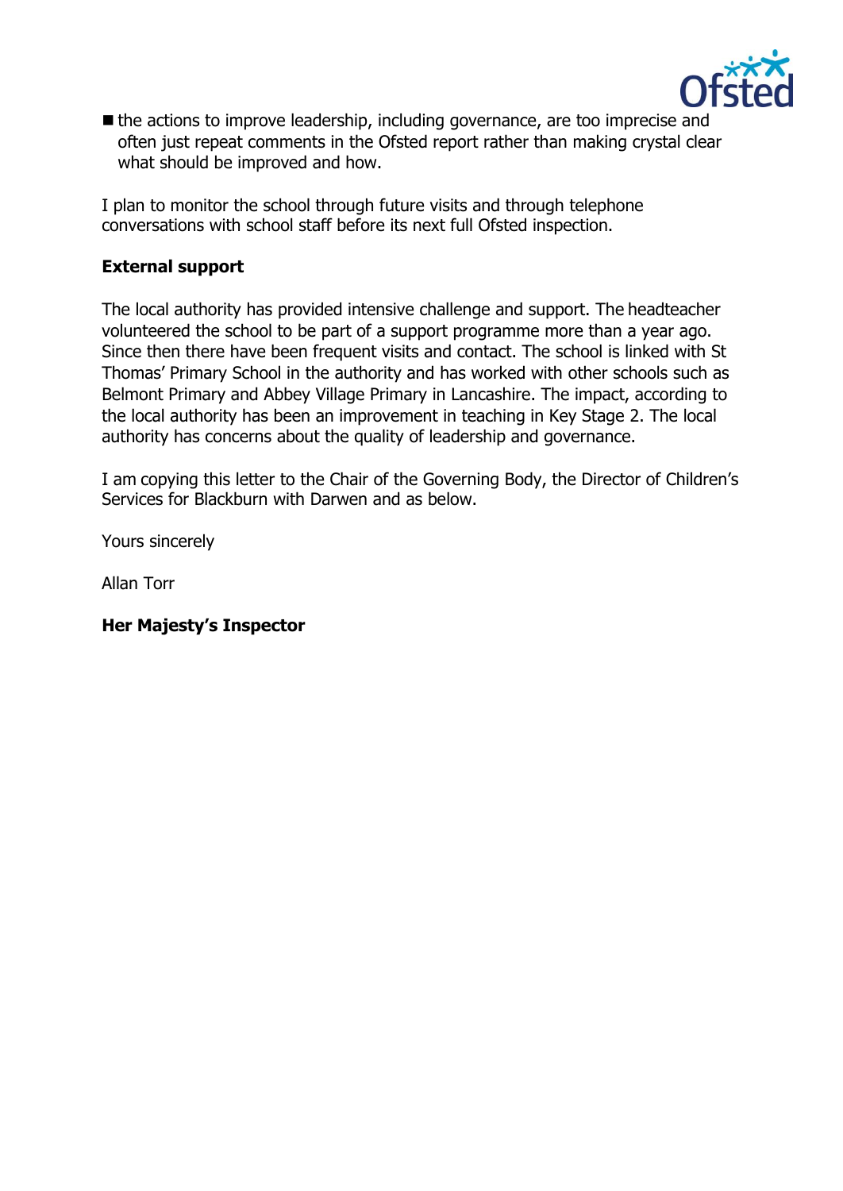- the actions to improve leadership, including governance, are too imprecise and often just repeat comments in the Ofsted report rather than making crystal clear what should be improved and how.

I plan to monitor the school through future visits and through telephone conversations with school staff before its next full Ofsted inspection.

**External support**

The local authority has provided intensive challenge and support. The headteacher volunteered the school to be part of a support programme more than a year ago. Since then there have been frequent visits and contact. The school is linked with St Thomas' Primary School in the authority and has worked with other schools such as Belmont Primary and Abbey Village Primary in Lancashire. The impact, according to the local authority has been an improvement in teaching in Key Stage 2. The local authority has concerns about the quality of leadership and governance.

I am copying this letter to the Chair of the Governing Body, the Director of Children's Services for Blackburn with Darwen and as below.

Yours sincerely

Allan Torr

**Her Majesty's Inspector**